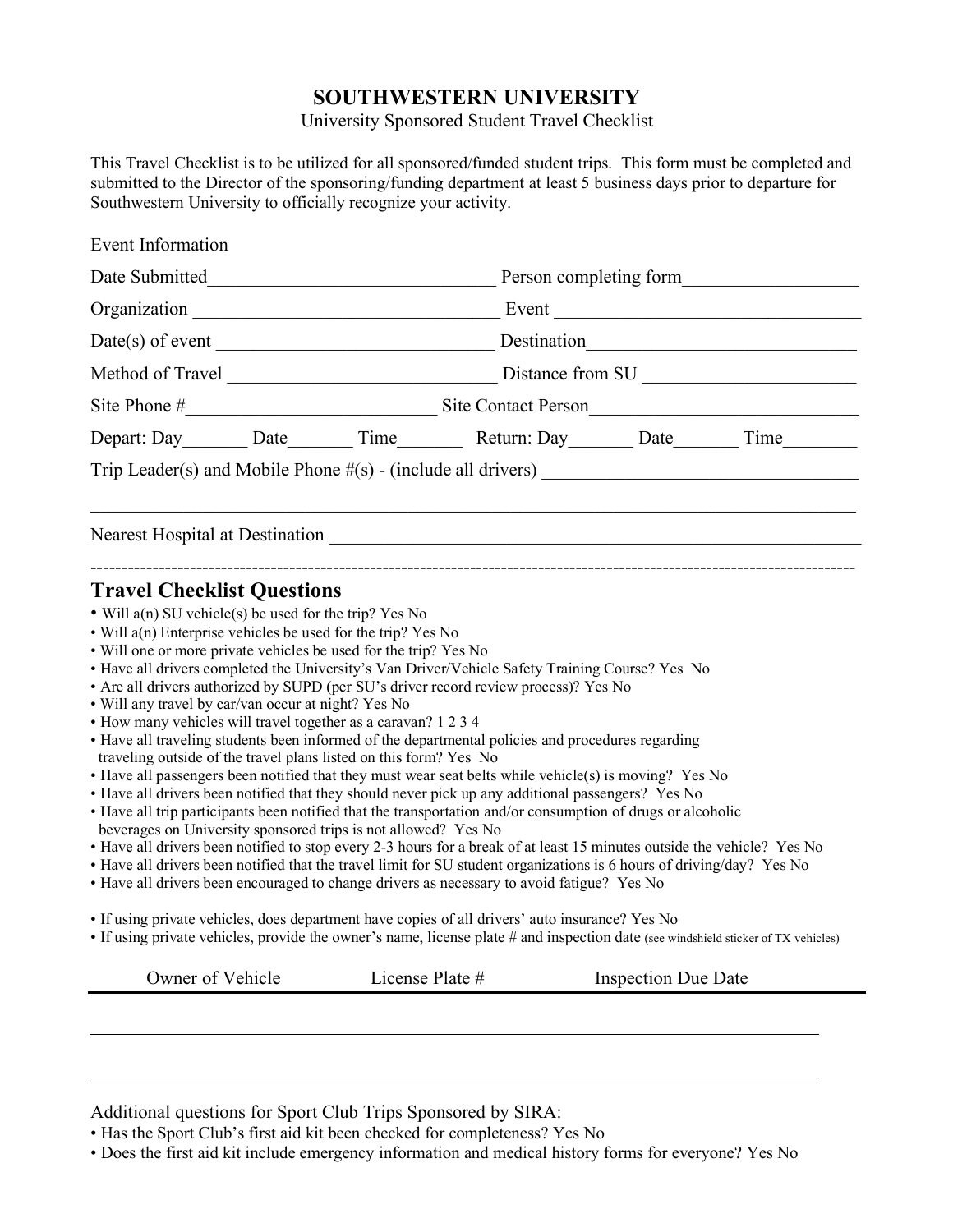# SOUTHWESTERN UNIVERSITY

University Sponsored Student Travel Checklist

This Travel Checklist is to be utilized for all sponsored/funded student trips. This form must be completed and submitted to the Director of the sponsoring/funding department at least 5 business days prior to departure for Southwestern University to officially recognize your activity.

Event Information

Date Submitted_______________________________ Person completing form__________________

Organization _________________________________ Event _________________________________

Date(s) of event ______________________________ Destination____________________________

Method of Travel _____________________________ Distance from SU ______________________

Site Phone #__________________________ Site Contact Person____________________________

Depart: Day_______ Date_______ Time_______ Return: Day_______ Date_______ Time________

Trip Leader(s) and Mobile Phone #(s) - (include all drivers) _________________________________

_____________________________________________________________________________________

Nearest Hospital at Destination __________________________________________________________

---

## Travel Checklist Questions

- Will a(n) SU vehicle(s) be used for the trip? Yes No
- Will a(n) Enterprise vehicles be used for the trip? Yes No
- Will one or more private vehicles be used for the trip? Yes No
- Have all drivers completed the University's Van Driver/Vehicle Safety Training Course? Yes No
- Are all drivers authorized by SUPD (per SU's driver record review process)? Yes No
- Will any travel by car/van occur at night? Yes No
- How many vehicles will travel together as a caravan? 1 2 3 4
- Have all traveling students been informed of the departmental policies and procedures regarding traveling outside of the travel plans listed on this form? Yes No
- Have all passengers been notified that they must wear seat belts while vehicle(s) is moving? Yes No
- Have all drivers been notified that they should never pick up any additional passengers? Yes No
- Have all trip participants been notified that the transportation and/or consumption of drugs or alcoholic beverages on University sponsored trips is not allowed? Yes No
- Have all drivers been notified to stop every 2-3 hours for a break of at least 15 minutes outside the vehicle? Yes No
- Have all drivers been notified that the travel limit for SU student organizations is 6 hours of driving/day? Yes No
- Have all drivers been encouraged to change drivers as necessary to avoid fatigue? Yes No

- If using private vehicles, does department have copies of all drivers' auto insurance? Yes No
- If using private vehicles, provide the owner's name, license plate # and inspection date (see windshield sticker of TX vehicles)

| Owner of Vehicle | License Plate # | Inspection Due Date |
|---|---|---|
| | | |
| | | |

Additional questions for Sport Club Trips Sponsored by SIRA:

- Has the Sport Club's first aid kit been checked for completeness? Yes No
- Does the first aid kit include emergency information and medical history forms for everyone? Yes No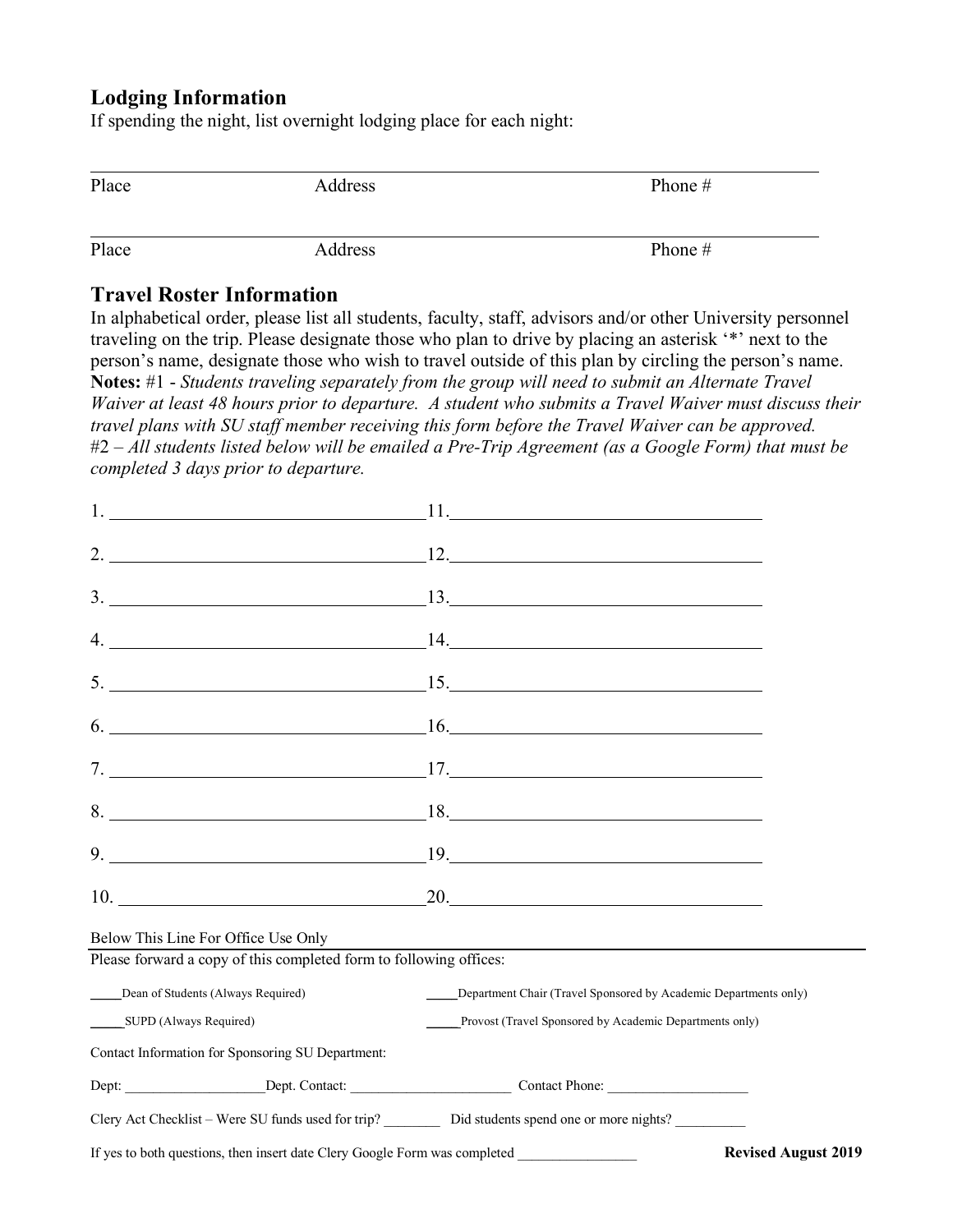## Lodging Information

If spending the night, list overnight lodging place for each night:

______________________________________________________________________________

Place                                  Address                                                        Phone #

______________________________________________________________________________

Place                                  Address                                                        Phone #

## Travel Roster Information

In alphabetical order, please list all students, faculty, staff, advisors and/or other University personnel traveling on the trip. Please designate those who plan to drive by placing an asterisk '*' next to the person's name, designate those who wish to travel outside of this plan by circling the person's name.

**Notes:** #1 - *Students traveling separately from the group will need to submit an Alternate Travel Waiver at least 48 hours prior to departure. A student who submits a Travel Waiver must discuss their travel plans with SU staff member receiving this form before the Travel Waiver can be approved.*
#2 – *All students listed below will be emailed a Pre-Trip Agreement (as a Google Form) that must be completed 3 days prior to departure.*

| | |
|---|---|
| 1. ______________________________ | 11. ______________________________ |
| 2. ______________________________ | 12. ______________________________ |
| 3. ______________________________ | 13. ______________________________ |
| 4. ______________________________ | 14. ______________________________ |
| 5. ______________________________ | 15. ______________________________ |
| 6. ______________________________ | 16. ______________________________ |
| 7. ______________________________ | 17. ______________________________ |
| 8. ______________________________ | 18. ______________________________ |
| 9. ______________________________ | 19. ______________________________ |
| 10. ______________________________ | 20. ______________________________ |

Below This Line For Office Use Only

Please forward a copy of this completed form to following offices:

| | |
|---|---|
| _____Dean of Students (Always Required) | _____Department Chair (Travel Sponsored by Academic Departments only) |
| _____SUPD (Always Required) | _____Provost (Travel Sponsored by Academic Departments only) |

Contact Information for Sponsoring SU Department:

Dept: ____________________ Dept. Contact: ______________________ Contact Phone: ____________________

Clery Act Checklist – Were SU funds used for trip? ________ Did students spend one or more nights? __________

If yes to both questions, then insert date Clery Google Form was completed _________________

**Revised August 2019**